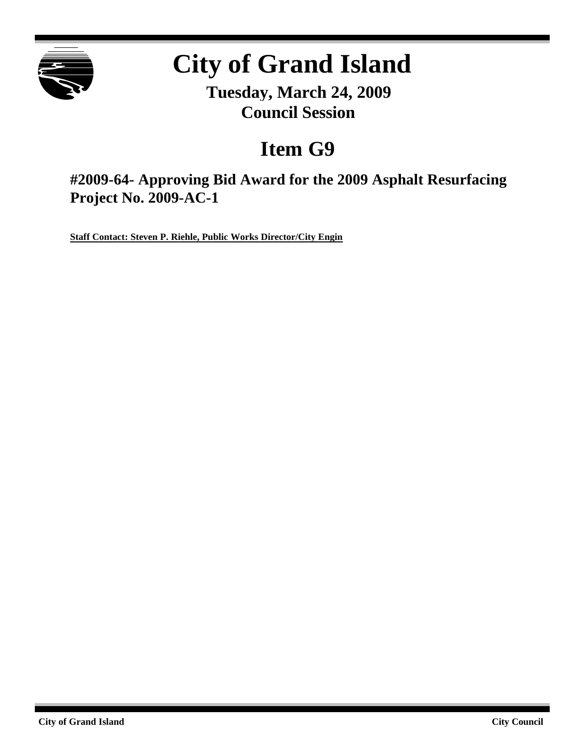# City of Grand Island

**Tuesday, March 24, 2009**
**Council Session**

## Item G9

### #2009-64- Approving Bid Award for the 2009 Asphalt Resurfacing Project No. 2009-AC-1

**Staff Contact: Steven P. Riehle, Public Works Director/City Engin**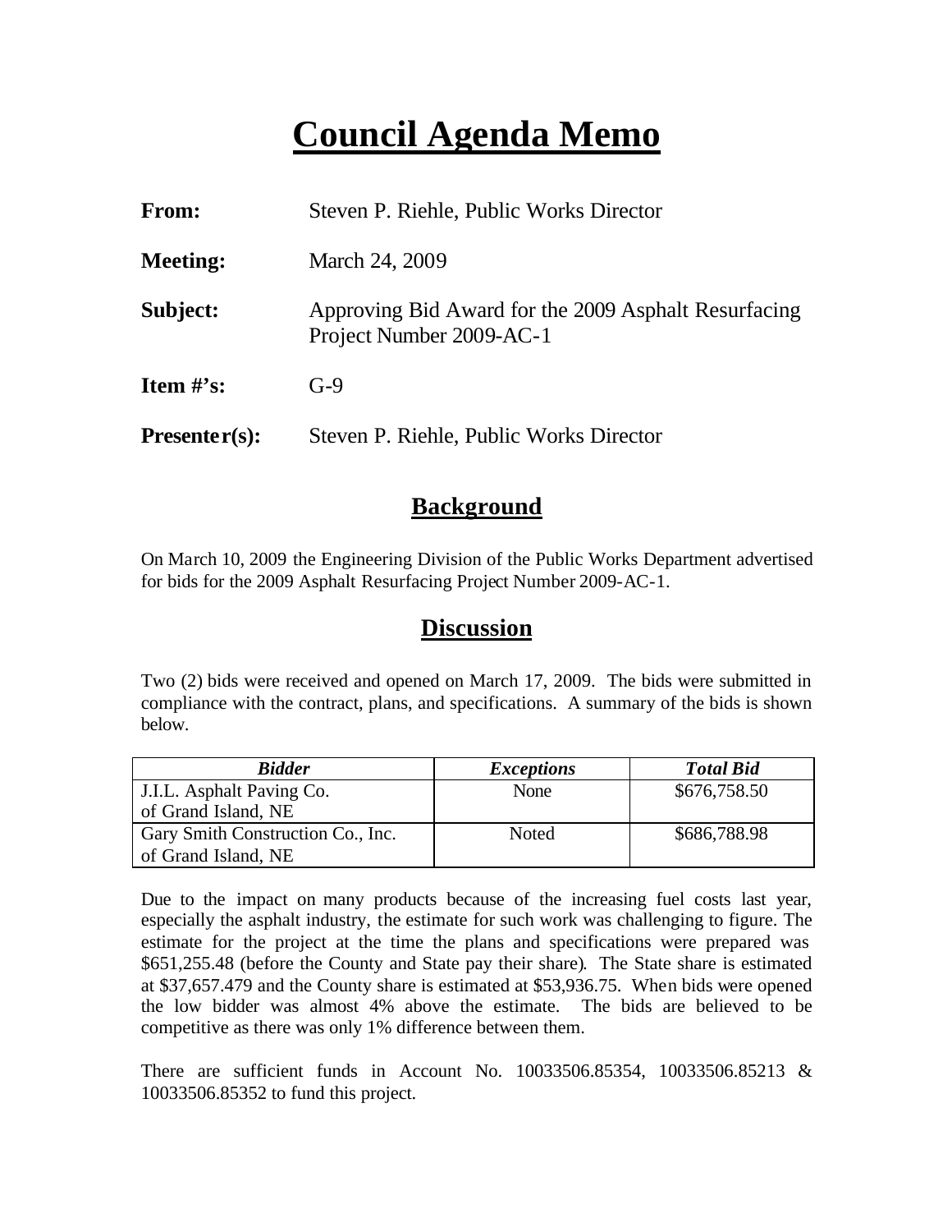# Council Agenda Memo

**From:** Steven P. Riehle, Public Works Director

**Meeting:** March 24, 2009

**Subject:** Approving Bid Award for the 2009 Asphalt Resurfacing Project Number 2009-AC-1

**Item #'s:** G-9

**Presenter(s):** Steven P. Riehle, Public Works Director

## Background

On March 10, 2009 the Engineering Division of the Public Works Department advertised for bids for the 2009 Asphalt Resurfacing Project Number 2009-AC-1.

## Discussion

Two (2) bids were received and opened on March 17, 2009. The bids were submitted in compliance with the contract, plans, and specifications. A summary of the bids is shown below.

| *Bidder* | *Exceptions* | *Total Bid* |
|---|---|---|
| J.I.L. Asphalt Paving Co. of Grand Island, NE | None | $676,758.50 |
| Gary Smith Construction Co., Inc. of Grand Island, NE | Noted | $686,788.98 |

Due to the impact on many products because of the increasing fuel costs last year, especially the asphalt industry, the estimate for such work was challenging to figure. The estimate for the project at the time the plans and specifications were prepared was $651,255.48 (before the County and State pay their share). The State share is estimated at $37,657.479 and the County share is estimated at $53,936.75. When bids were opened the low bidder was almost 4% above the estimate. The bids are believed to be competitive as there was only 1% difference between them.

There are sufficient funds in Account No. 10033506.85354, 10033506.85213 & 10033506.85352 to fund this project.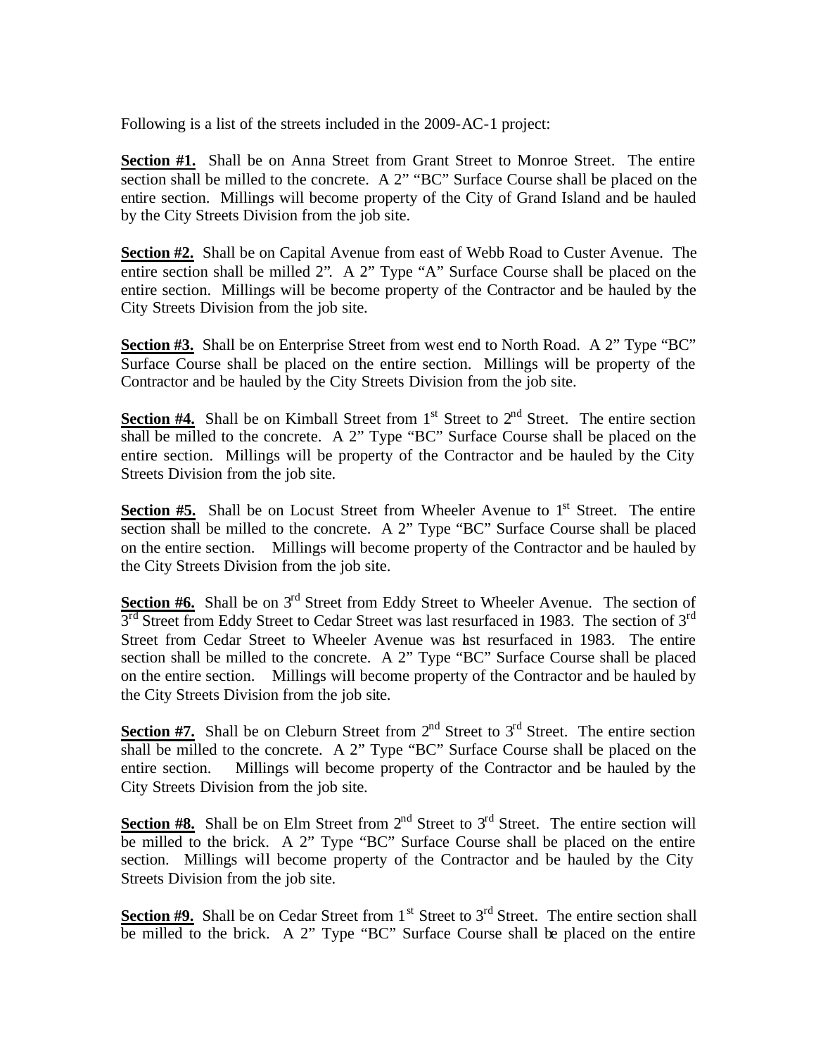Following is a list of the streets included in the 2009-AC-1 project:

**Section #1.** Shall be on Anna Street from Grant Street to Monroe Street. The entire section shall be milled to the concrete. A 2" "BC" Surface Course shall be placed on the entire section. Millings will become property of the City of Grand Island and be hauled by the City Streets Division from the job site.

**Section #2.** Shall be on Capital Avenue from east of Webb Road to Custer Avenue. The entire section shall be milled 2". A 2" Type "A" Surface Course shall be placed on the entire section. Millings will be become property of the Contractor and be hauled by the City Streets Division from the job site.

**Section #3.** Shall be on Enterprise Street from west end to North Road. A 2" Type "BC" Surface Course shall be placed on the entire section. Millings will be property of the Contractor and be hauled by the City Streets Division from the job site.

**Section #4.** Shall be on Kimball Street from 1st Street to 2nd Street. The entire section shall be milled to the concrete. A 2" Type "BC" Surface Course shall be placed on the entire section. Millings will be property of the Contractor and be hauled by the City Streets Division from the job site.

**Section #5.** Shall be on Locust Street from Wheeler Avenue to 1st Street. The entire section shall be milled to the concrete. A 2" Type "BC" Surface Course shall be placed on the entire section. Millings will become property of the Contractor and be hauled by the City Streets Division from the job site.

**Section #6.** Shall be on 3rd Street from Eddy Street to Wheeler Avenue. The section of 3rd Street from Eddy Street to Cedar Street was last resurfaced in 1983. The section of 3rd Street from Cedar Street to Wheeler Avenue was last resurfaced in 1983. The entire section shall be milled to the concrete. A 2" Type "BC" Surface Course shall be placed on the entire section. Millings will become property of the Contractor and be hauled by the City Streets Division from the job site.

**Section #7.** Shall be on Cleburn Street from 2nd Street to 3rd Street. The entire section shall be milled to the concrete. A 2" Type "BC" Surface Course shall be placed on the entire section. Millings will become property of the Contractor and be hauled by the City Streets Division from the job site.

**Section #8.** Shall be on Elm Street from 2nd Street to 3rd Street. The entire section will be milled to the brick. A 2" Type "BC" Surface Course shall be placed on the entire section. Millings will become property of the Contractor and be hauled by the City Streets Division from the job site.

**Section #9.** Shall be on Cedar Street from 1st Street to 3rd Street. The entire section shall be milled to the brick. A 2" Type "BC" Surface Course shall be placed on the entire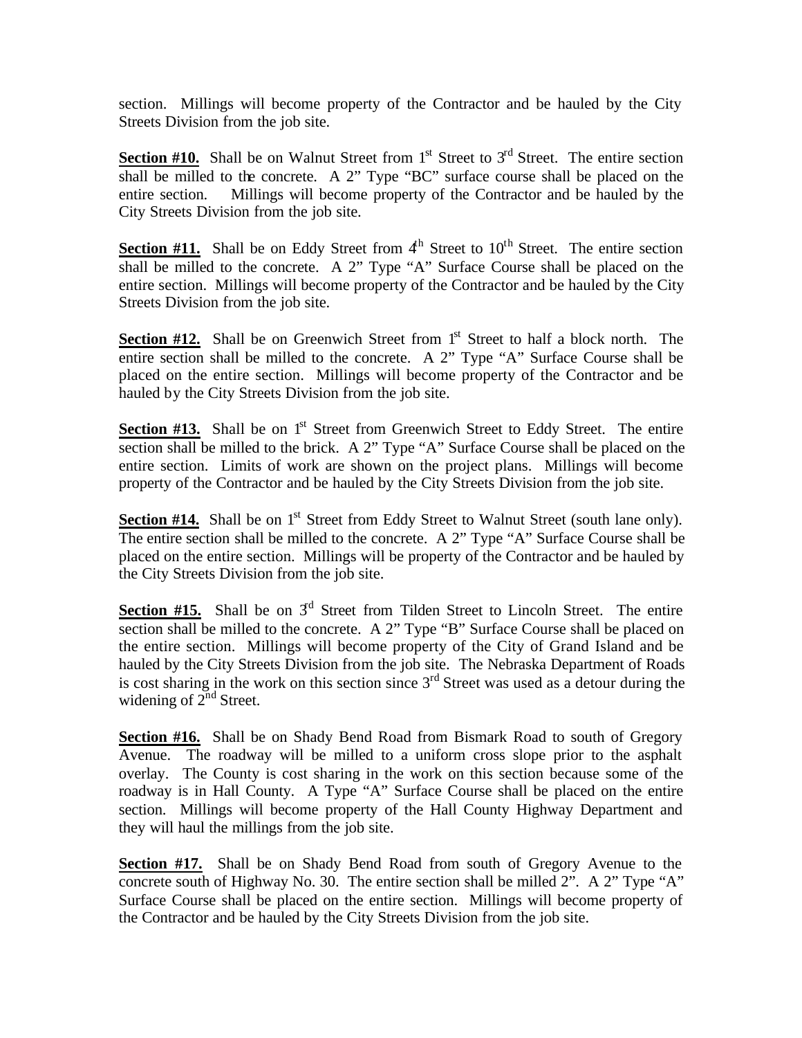section. Millings will become property of the Contractor and be hauled by the City Streets Division from the job site.

**Section #10.** Shall be on Walnut Street from 1st Street to 3rd Street. The entire section shall be milled to the concrete. A 2" Type "BC" surface course shall be placed on the entire section. Millings will become property of the Contractor and be hauled by the City Streets Division from the job site.

**Section #11.** Shall be on Eddy Street from 4th Street to 10th Street. The entire section shall be milled to the concrete. A 2" Type "A" Surface Course shall be placed on the entire section. Millings will become property of the Contractor and be hauled by the City Streets Division from the job site.

**Section #12.** Shall be on Greenwich Street from 1st Street to half a block north. The entire section shall be milled to the concrete. A 2" Type "A" Surface Course shall be placed on the entire section. Millings will become property of the Contractor and be hauled by the City Streets Division from the job site.

**Section #13.** Shall be on 1st Street from Greenwich Street to Eddy Street. The entire section shall be milled to the brick. A 2" Type "A" Surface Course shall be placed on the entire section. Limits of work are shown on the project plans. Millings will become property of the Contractor and be hauled by the City Streets Division from the job site.

**Section #14.** Shall be on 1st Street from Eddy Street to Walnut Street (south lane only). The entire section shall be milled to the concrete. A 2" Type "A" Surface Course shall be placed on the entire section. Millings will be property of the Contractor and be hauled by the City Streets Division from the job site.

**Section #15.** Shall be on 3rd Street from Tilden Street to Lincoln Street. The entire section shall be milled to the concrete. A 2" Type "B" Surface Course shall be placed on the entire section. Millings will become property of the City of Grand Island and be hauled by the City Streets Division from the job site. The Nebraska Department of Roads is cost sharing in the work on this section since 3rd Street was used as a detour during the widening of 2nd Street.

**Section #16.** Shall be on Shady Bend Road from Bismark Road to south of Gregory Avenue. The roadway will be milled to a uniform cross slope prior to the asphalt overlay. The County is cost sharing in the work on this section because some of the roadway is in Hall County. A Type "A" Surface Course shall be placed on the entire section. Millings will become property of the Hall County Highway Department and they will haul the millings from the job site.

**Section #17.** Shall be on Shady Bend Road from south of Gregory Avenue to the concrete south of Highway No. 30. The entire section shall be milled 2". A 2" Type "A" Surface Course shall be placed on the entire section. Millings will become property of the Contractor and be hauled by the City Streets Division from the job site.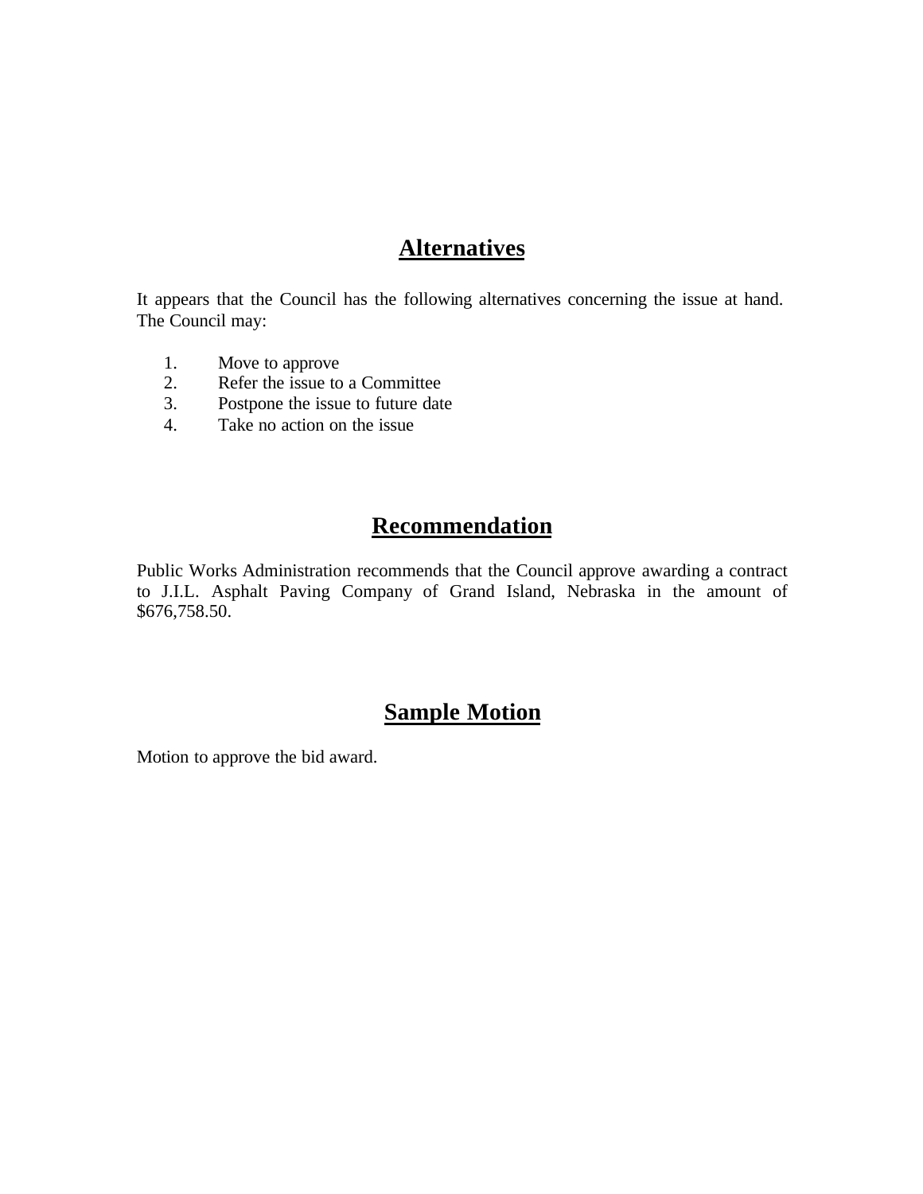## Alternatives

It appears that the Council has the following alternatives concerning the issue at hand. The Council may:

1. Move to approve
2. Refer the issue to a Committee
3. Postpone the issue to future date
4. Take no action on the issue

## Recommendation

Public Works Administration recommends that the Council approve awarding a contract to J.I.L. Asphalt Paving Company of Grand Island, Nebraska in the amount of $676,758.50.

## Sample Motion

Motion to approve the bid award.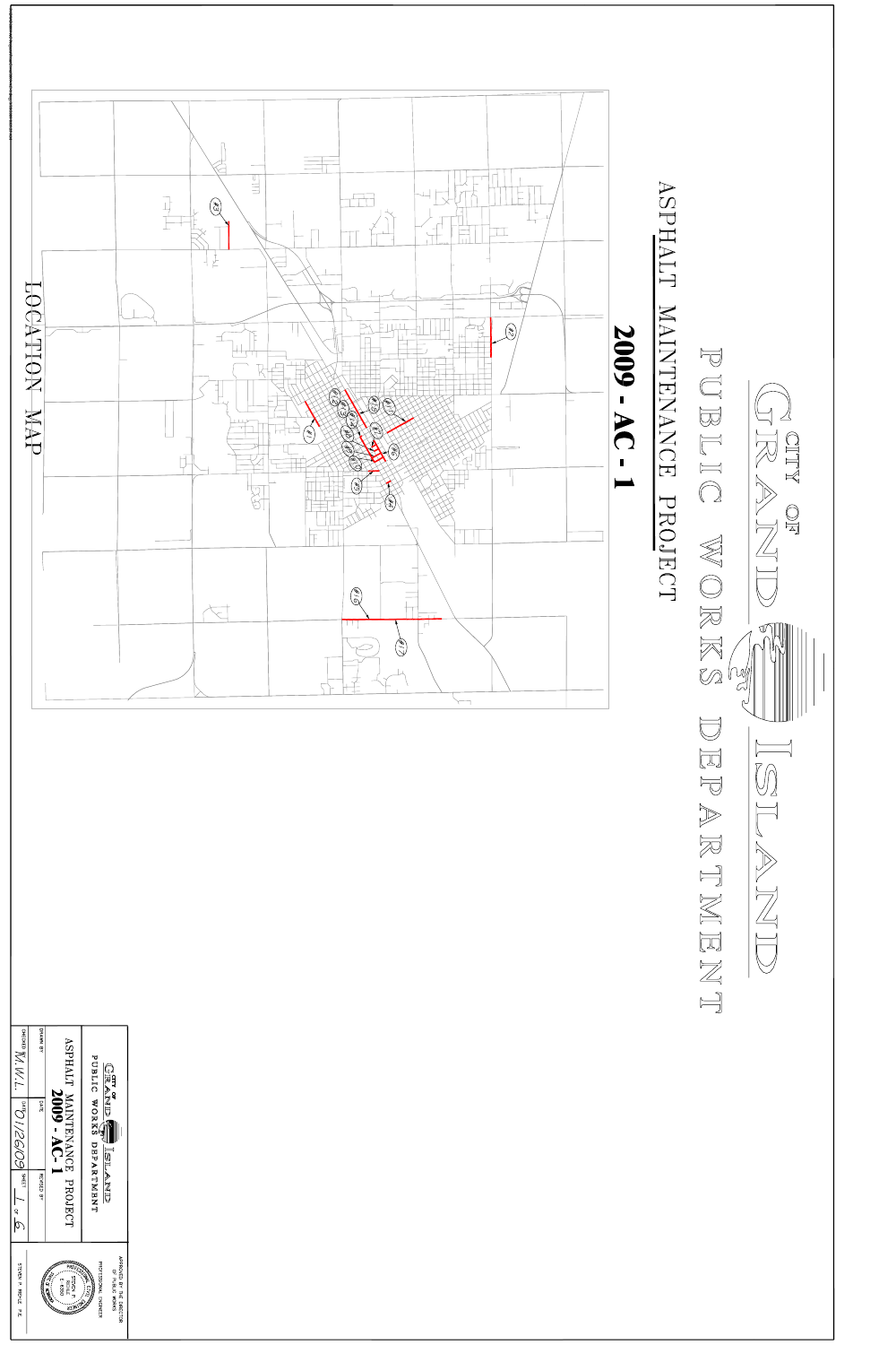# CITY OF GRAND ISLAND

## PUBLIC WORKS DEPARTMENT

## ASPHALT MAINTENANCE PROJECT

## 2009 - AC - 1

LOCATION MAP

#1 #2 #3 #4 #5 #6 #7 #8 #9 #10 #11 #12 #13 #14 #15 #16 #17

CITY OF GRAND ISLAND
PUBLIC WORKS DEPARTMENT

ASPHALT MAINTENANCE PROJECT
**2009 - AC - 1**

| DRAWN BY | DATE | REVISED BY |
|---|---|---|
| CHECKED M.W.L. | DATE 01/26/09 | SHEET 1 of 6 |

APPROVED BY THE DIRECTOR OF PUBLIC WORKS
PROFESSIONAL ENGINEER

STEVEN P. RIEHLE P.E.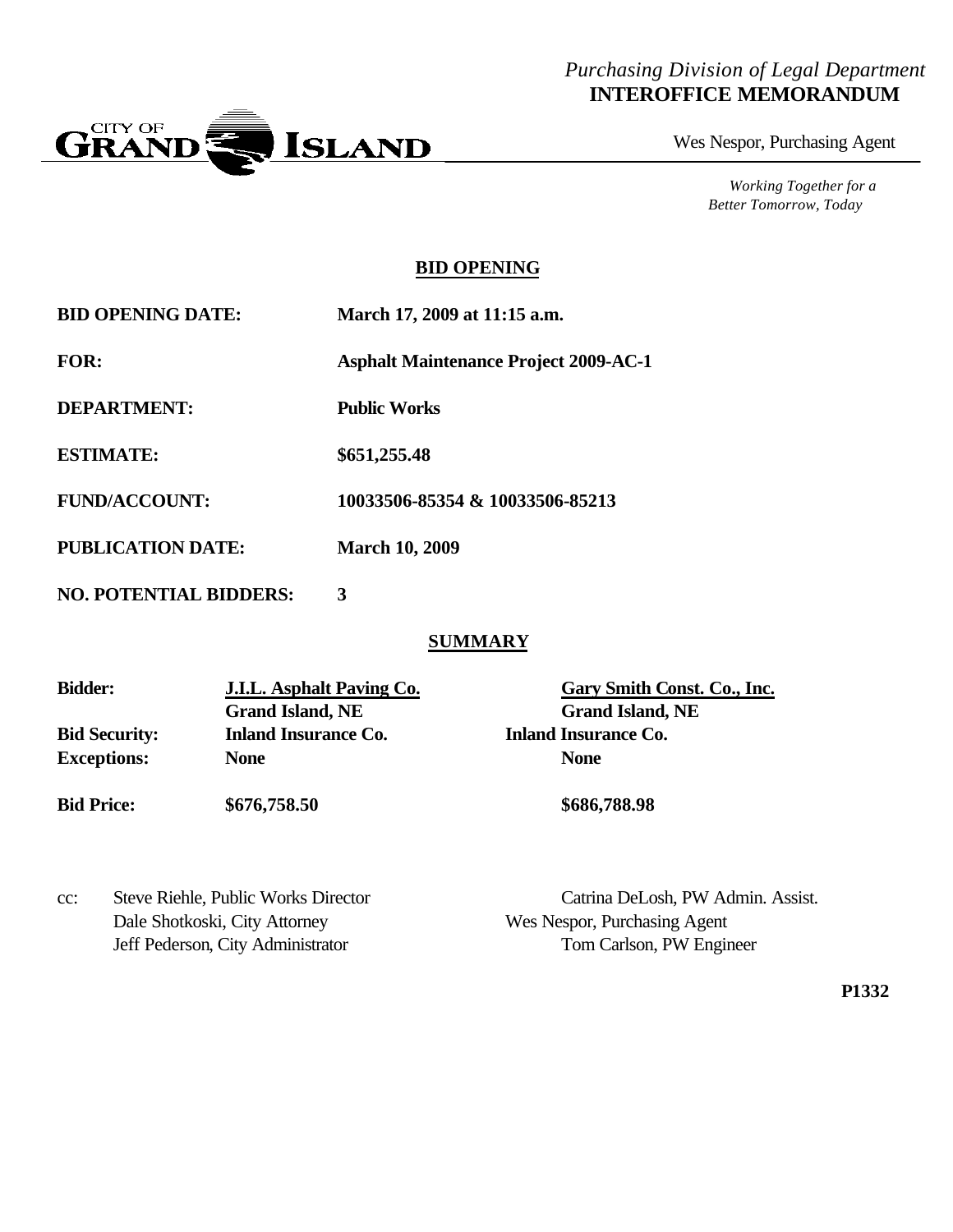*Purchasing Division of Legal Department*
**INTEROFFICE MEMORANDUM**

CITY OF GRAND ISLAND

Wes Nespor, Purchasing Agent

*Working Together for a Better Tomorrow, Today*

## BID OPENING

**BID OPENING DATE:** March 17, 2009 at 11:15 a.m.

**FOR:** Asphalt Maintenance Project 2009-AC-1

**DEPARTMENT:** Public Works

**ESTIMATE:** $651,255.48

**FUND/ACCOUNT:** 10033506-85354 & 10033506-85213

**PUBLICATION DATE:** March 10, 2009

**NO. POTENTIAL BIDDERS:** 3

## SUMMARY

| **Bidder:** | **J.I.L. Asphalt Paving Co.**<br>**Grand Island, NE** | **Gary Smith Const. Co., Inc.**<br>**Grand Island, NE** |
|---|---|---|
| **Bid Security:** | **Inland Insurance Co.** | **Inland Insurance Co.** |
| **Exceptions:** | **None** | **None** |
| **Bid Price:** | **$676,758.50** | **$686,788.98** |

cc: Steve Riehle, Public Works Director
Dale Shotkoski, City Attorney
Jeff Pederson, City Administrator
Catrina DeLosh, PW Admin. Assist.
Wes Nespor, Purchasing Agent
Tom Carlson, PW Engineer

**P1332**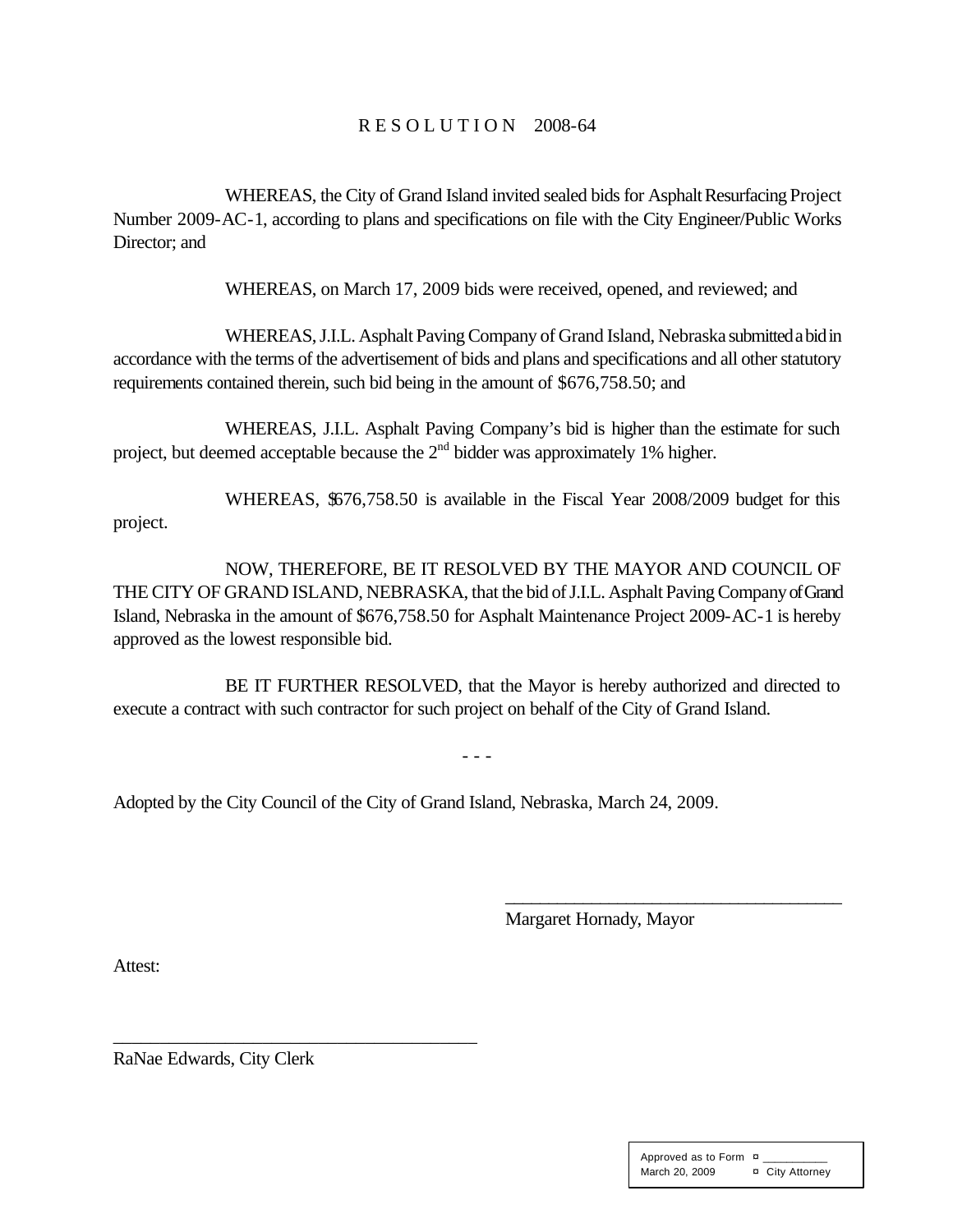# R E S O L U T I O N 2008-64

WHEREAS, the City of Grand Island invited sealed bids for Asphalt Resurfacing Project Number 2009-AC-1, according to plans and specifications on file with the City Engineer/Public Works Director; and

WHEREAS, on March 17, 2009 bids were received, opened, and reviewed; and

WHEREAS, J.I.L. Asphalt Paving Company of Grand Island, Nebraska submitted a bid in accordance with the terms of the advertisement of bids and plans and specifications and all other statutory requirements contained therein, such bid being in the amount of $676,758.50; and

WHEREAS, J.I.L. Asphalt Paving Company's bid is higher than the estimate for such project, but deemed acceptable because the 2nd bidder was approximately 1% higher.

WHEREAS, $676,758.50 is available in the Fiscal Year 2008/2009 budget for this project.

NOW, THEREFORE, BE IT RESOLVED BY THE MAYOR AND COUNCIL OF THE CITY OF GRAND ISLAND, NEBRASKA, that the bid of J.I.L. Asphalt Paving Company of Grand Island, Nebraska in the amount of $676,758.50 for Asphalt Maintenance Project 2009-AC-1 is hereby approved as the lowest responsible bid.

BE IT FURTHER RESOLVED, that the Mayor is hereby authorized and directed to execute a contract with such contractor for such project on behalf of the City of Grand Island.

- - -

Adopted by the City Council of the City of Grand Island, Nebraska, March 24, 2009.

_____________________________________
Margaret Hornady, Mayor

Attest:

_____________________________________
RaNae Edwards, City Clerk

Approved as to Form ¤ ___________
March 20, 2009 ¤ City Attorney